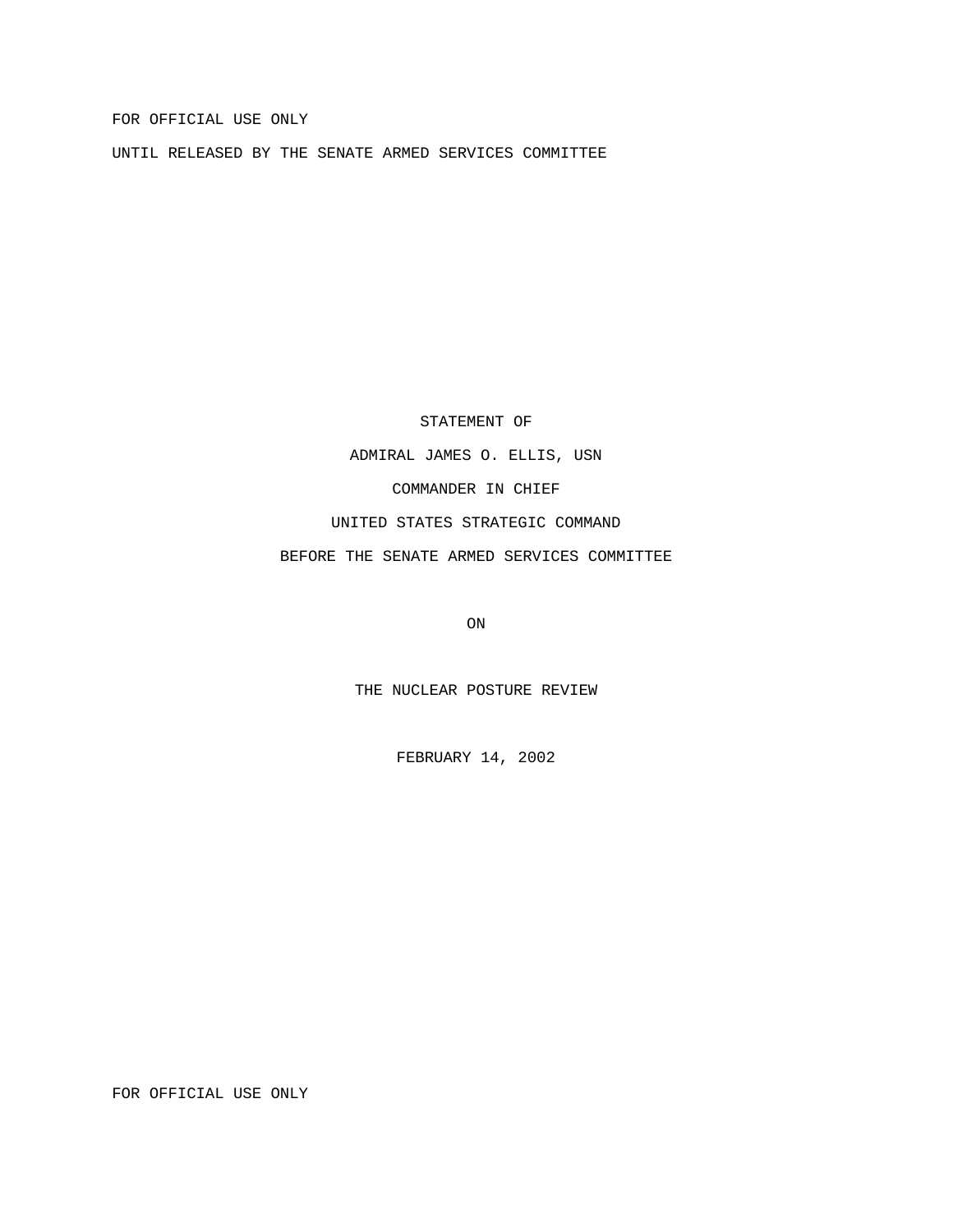FOR OFFICIAL USE ONLY

UNTIL RELEASED BY THE SENATE ARMED SERVICES COMMITTEE

STATEMENT OF

ADMIRAL JAMES O. ELLIS, USN

COMMANDER IN CHIEF

UNITED STATES STRATEGIC COMMAND

BEFORE THE SENATE ARMED SERVICES COMMITTEE

ON

THE NUCLEAR POSTURE REVIEW

FEBRUARY 14, 2002

FOR OFFICIAL USE ONLY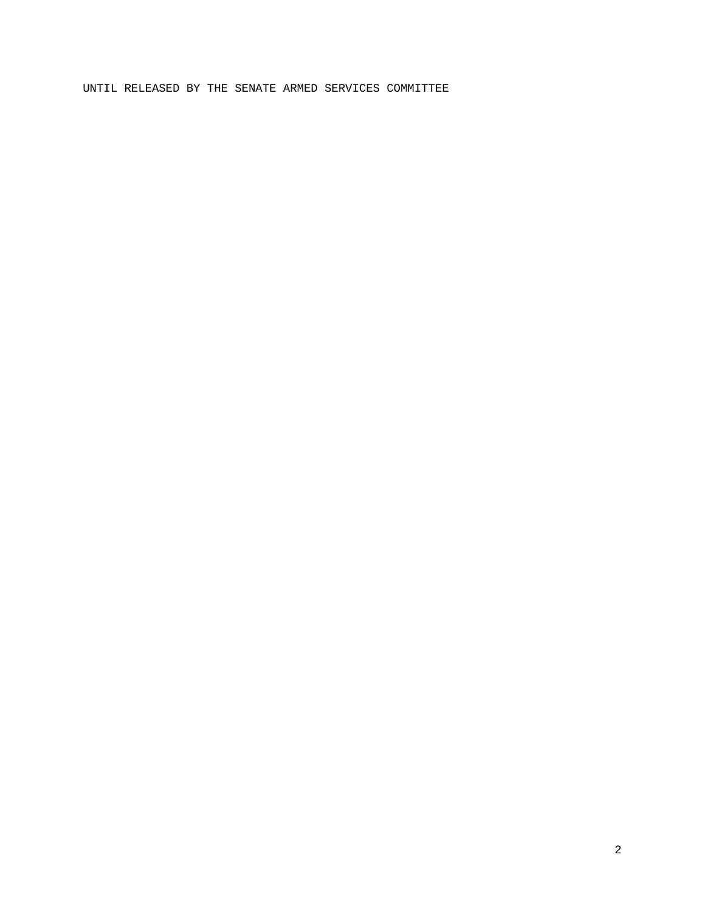UNTIL RELEASED BY THE SENATE ARMED SERVICES COMMITTEE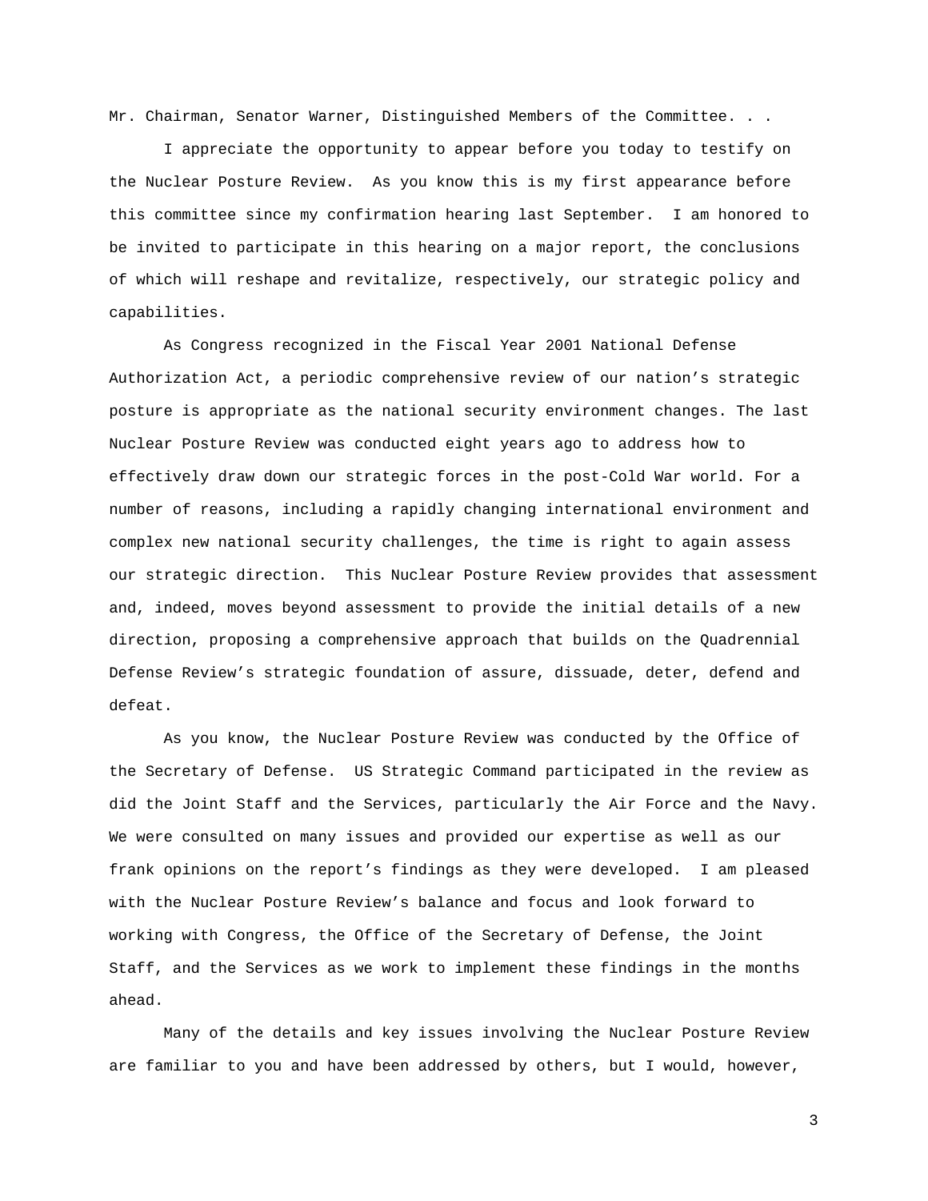Mr. Chairman, Senator Warner, Distinguished Members of the Committee. . .

I appreciate the opportunity to appear before you today to testify on the Nuclear Posture Review. As you know this is my first appearance before this committee since my confirmation hearing last September. I am honored to be invited to participate in this hearing on a major report, the conclusions of which will reshape and revitalize, respectively, our strategic policy and capabilities.

As Congress recognized in the Fiscal Year 2001 National Defense Authorization Act, a periodic comprehensive review of our nation's strategic posture is appropriate as the national security environment changes. The last Nuclear Posture Review was conducted eight years ago to address how to effectively draw down our strategic forces in the post-Cold War world. For a number of reasons, including a rapidly changing international environment and complex new national security challenges, the time is right to again assess our strategic direction. This Nuclear Posture Review provides that assessment and, indeed, moves beyond assessment to provide the initial details of a new direction, proposing a comprehensive approach that builds on the Quadrennial Defense Review's strategic foundation of assure, dissuade, deter, defend and defeat.

As you know, the Nuclear Posture Review was conducted by the Office of the Secretary of Defense. US Strategic Command participated in the review as did the Joint Staff and the Services, particularly the Air Force and the Navy. We were consulted on many issues and provided our expertise as well as our frank opinions on the report's findings as they were developed. I am pleased with the Nuclear Posture Review's balance and focus and look forward to working with Congress, the Office of the Secretary of Defense, the Joint Staff, and the Services as we work to implement these findings in the months ahead.

Many of the details and key issues involving the Nuclear Posture Review are familiar to you and have been addressed by others, but I would, however,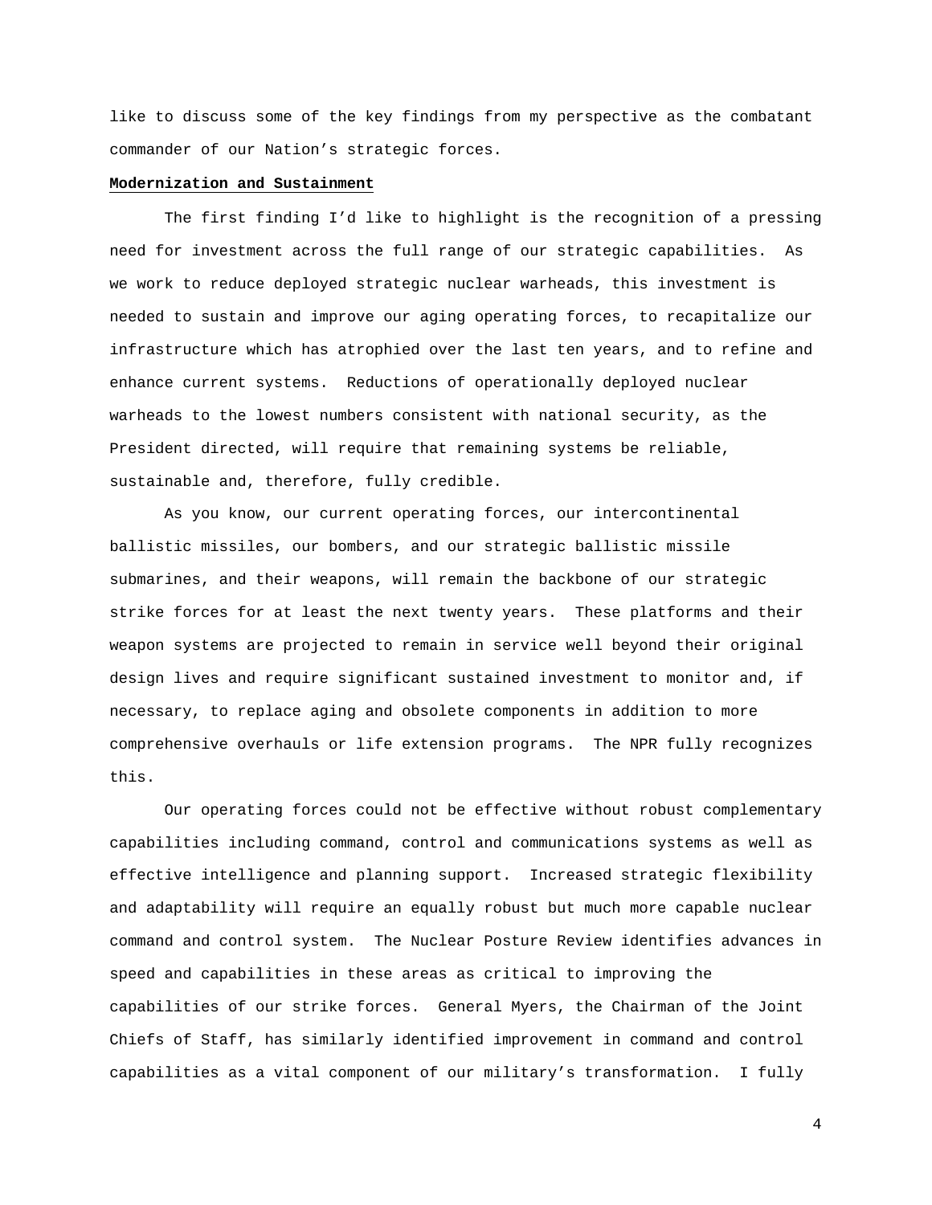like to discuss some of the key findings from my perspective as the combatant commander of our Nation's strategic forces.

**Modernization and Sustainment**

The first finding I'd like to highlight is the recognition of a pressing need for investment across the full range of our strategic capabilities. As we work to reduce deployed strategic nuclear warheads, this investment is needed to sustain and improve our aging operating forces, to recapitalize our infrastructure which has atrophied over the last ten years, and to refine and enhance current systems. Reductions of operationally deployed nuclear warheads to the lowest numbers consistent with national security, as the President directed, will require that remaining systems be reliable, sustainable and, therefore, fully credible.

As you know, our current operating forces, our intercontinental ballistic missiles, our bombers, and our strategic ballistic missile submarines, and their weapons, will remain the backbone of our strategic strike forces for at least the next twenty years. These platforms and their weapon systems are projected to remain in service well beyond their original design lives and require significant sustained investment to monitor and, if necessary, to replace aging and obsolete components in addition to more comprehensive overhauls or life extension programs. The NPR fully recognizes this.

Our operating forces could not be effective without robust complementary capabilities including command, control and communications systems as well as effective intelligence and planning support. Increased strategic flexibility and adaptability will require an equally robust but much more capable nuclear command and control system. The Nuclear Posture Review identifies advances in speed and capabilities in these areas as critical to improving the capabilities of our strike forces. General Myers, the Chairman of the Joint Chiefs of Staff, has similarly identified improvement in command and control capabilities as a vital component of our military's transformation. I fully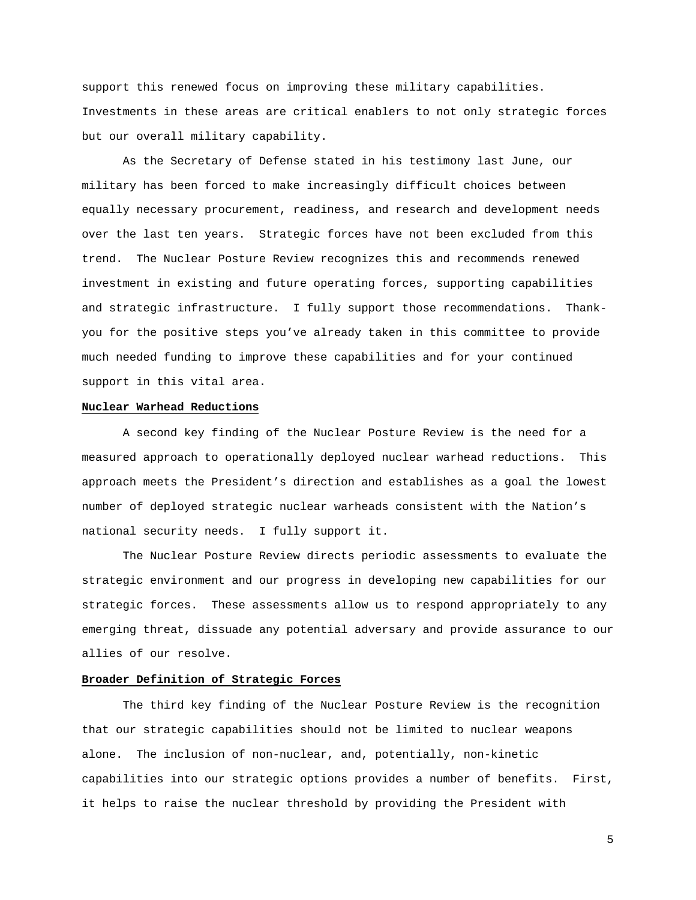support this renewed focus on improving these military capabilities. Investments in these areas are critical enablers to not only strategic forces but our overall military capability.

As the Secretary of Defense stated in his testimony last June, our military has been forced to make increasingly difficult choices between equally necessary procurement, readiness, and research and development needs over the last ten years. Strategic forces have not been excluded from this trend. The Nuclear Posture Review recognizes this and recommends renewed investment in existing and future operating forces, supporting capabilities and strategic infrastructure. I fully support those recommendations. Thank-you for the positive steps you've already taken in this committee to provide much needed funding to improve these capabilities and for your continued support in this vital area.

**Nuclear Warhead Reductions**

A second key finding of the Nuclear Posture Review is the need for a measured approach to operationally deployed nuclear warhead reductions. This approach meets the President's direction and establishes as a goal the lowest number of deployed strategic nuclear warheads consistent with the Nation's national security needs. I fully support it.

The Nuclear Posture Review directs periodic assessments to evaluate the strategic environment and our progress in developing new capabilities for our strategic forces. These assessments allow us to respond appropriately to any emerging threat, dissuade any potential adversary and provide assurance to our allies of our resolve.

**Broader Definition of Strategic Forces**

The third key finding of the Nuclear Posture Review is the recognition that our strategic capabilities should not be limited to nuclear weapons alone. The inclusion of non-nuclear, and, potentially, non-kinetic capabilities into our strategic options provides a number of benefits. First, it helps to raise the nuclear threshold by providing the President with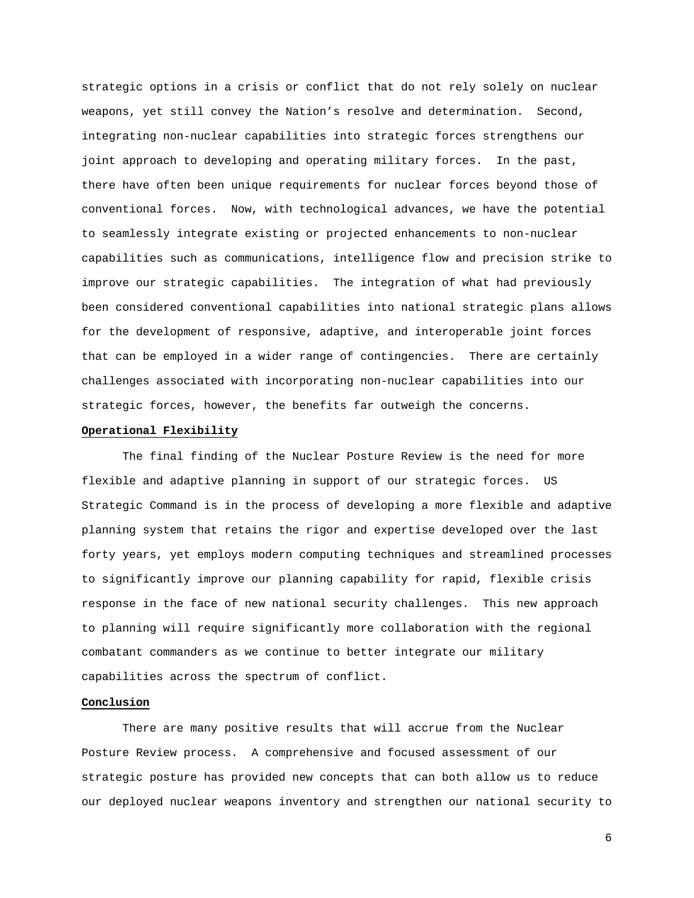strategic options in a crisis or conflict that do not rely solely on nuclear weapons, yet still convey the Nation's resolve and determination. Second, integrating non-nuclear capabilities into strategic forces strengthens our joint approach to developing and operating military forces. In the past, there have often been unique requirements for nuclear forces beyond those of conventional forces. Now, with technological advances, we have the potential to seamlessly integrate existing or projected enhancements to non-nuclear capabilities such as communications, intelligence flow and precision strike to improve our strategic capabilities. The integration of what had previously been considered conventional capabilities into national strategic plans allows for the development of responsive, adaptive, and interoperable joint forces that can be employed in a wider range of contingencies. There are certainly challenges associated with incorporating non-nuclear capabilities into our strategic forces, however, the benefits far outweigh the concerns.

**Operational Flexibility**

The final finding of the Nuclear Posture Review is the need for more flexible and adaptive planning in support of our strategic forces. US Strategic Command is in the process of developing a more flexible and adaptive planning system that retains the rigor and expertise developed over the last forty years, yet employs modern computing techniques and streamlined processes to significantly improve our planning capability for rapid, flexible crisis response in the face of new national security challenges. This new approach to planning will require significantly more collaboration with the regional combatant commanders as we continue to better integrate our military capabilities across the spectrum of conflict.

**Conclusion**

There are many positive results that will accrue from the Nuclear Posture Review process. A comprehensive and focused assessment of our strategic posture has provided new concepts that can both allow us to reduce our deployed nuclear weapons inventory and strengthen our national security to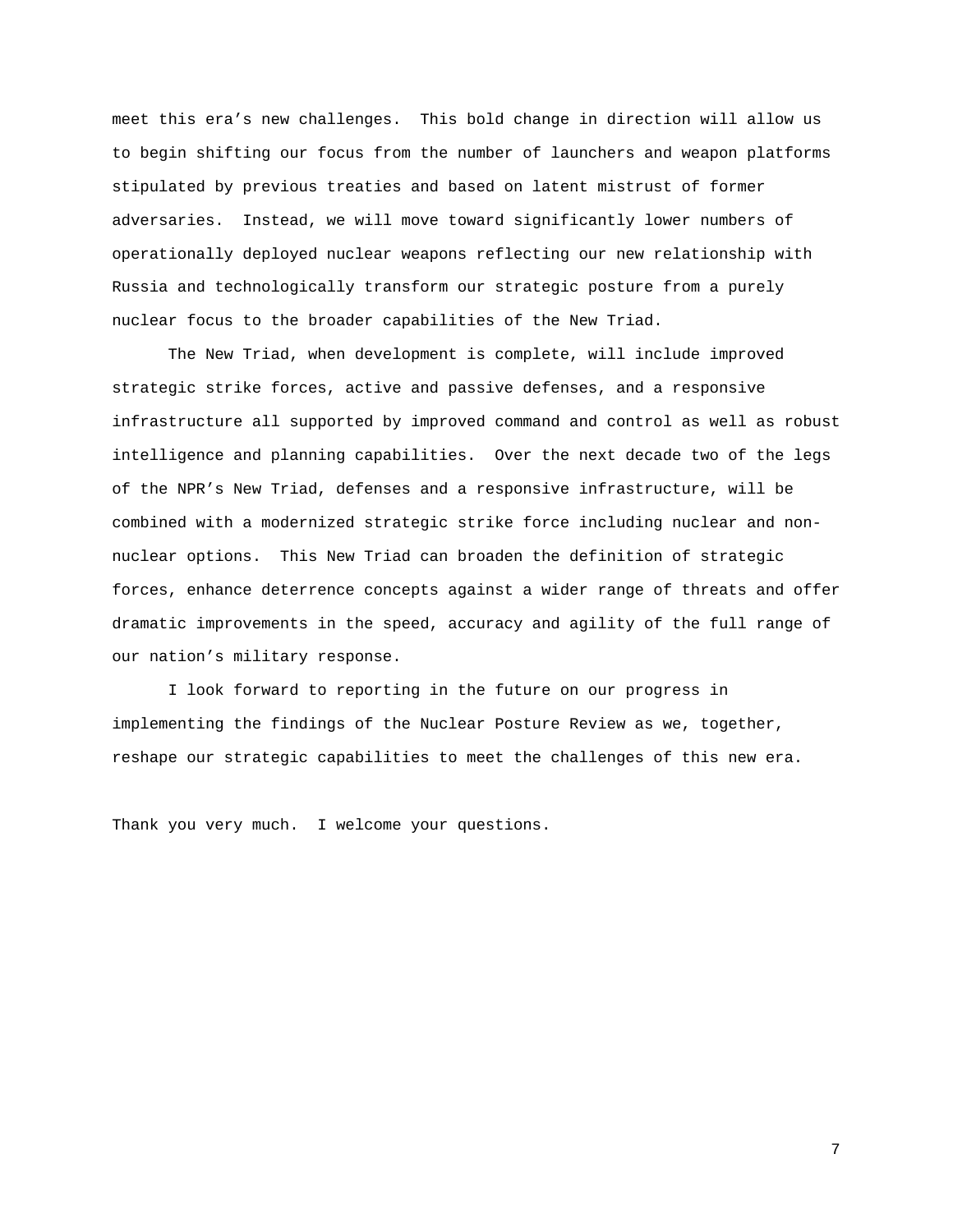meet this era’s new challenges. This bold change in direction will allow us to begin shifting our focus from the number of launchers and weapon platforms stipulated by previous treaties and based on latent mistrust of former adversaries. Instead, we will move toward significantly lower numbers of operationally deployed nuclear weapons reflecting our new relationship with Russia and technologically transform our strategic posture from a purely nuclear focus to the broader capabilities of the New Triad.

The New Triad, when development is complete, will include improved strategic strike forces, active and passive defenses, and a responsive infrastructure all supported by improved command and control as well as robust intelligence and planning capabilities. Over the next decade two of the legs of the NPR’s New Triad, defenses and a responsive infrastructure, will be combined with a modernized strategic strike force including nuclear and non-nuclear options. This New Triad can broaden the definition of strategic forces, enhance deterrence concepts against a wider range of threats and offer dramatic improvements in the speed, accuracy and agility of the full range of our nation’s military response.

I look forward to reporting in the future on our progress in implementing the findings of the Nuclear Posture Review as we, together, reshape our strategic capabilities to meet the challenges of this new era.

Thank you very much. I welcome your questions.